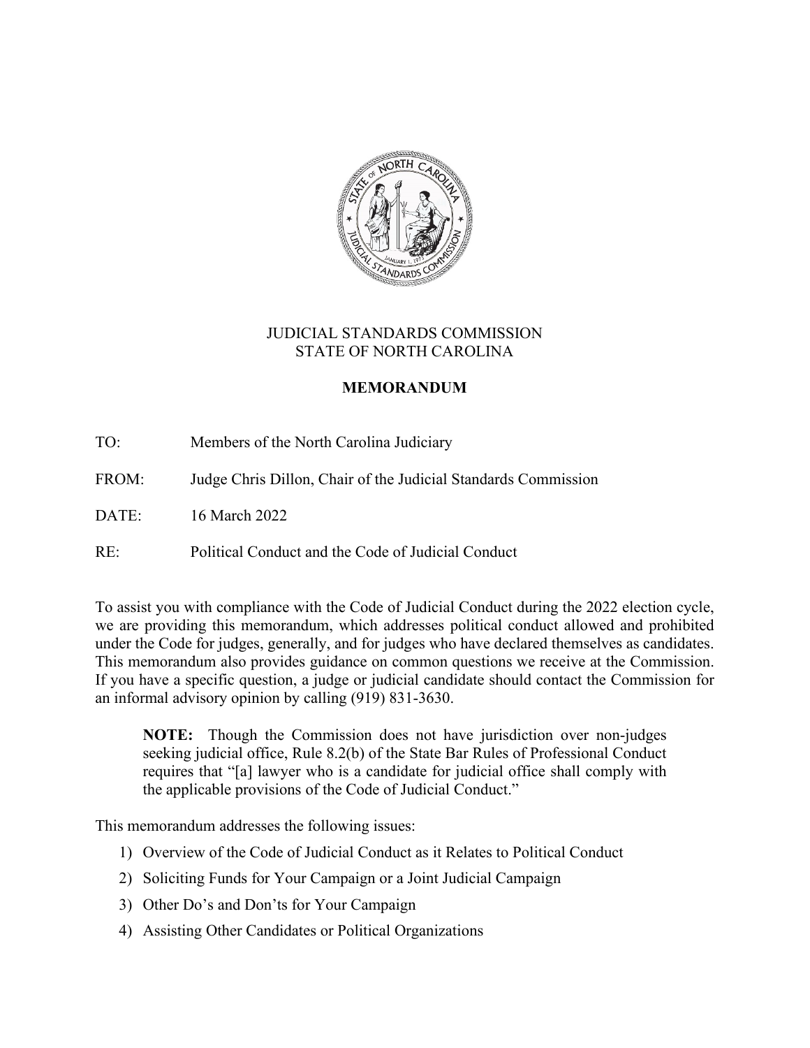JUDICIAL STANDARDS COMMISSION
STATE OF NORTH CAROLINA

**MEMORANDUM**

TO: Members of the North Carolina Judiciary

FROM: Judge Chris Dillon, Chair of the Judicial Standards Commission

DATE: 16 March 2022

RE: Political Conduct and the Code of Judicial Conduct

To assist you with compliance with the Code of Judicial Conduct during the 2022 election cycle, we are providing this memorandum, which addresses political conduct allowed and prohibited under the Code for judges, generally, and for judges who have declared themselves as candidates. This memorandum also provides guidance on common questions we receive at the Commission. If you have a specific question, a judge or judicial candidate should contact the Commission for an informal advisory opinion by calling (919) 831-3630.

> **NOTE:** Though the Commission does not have jurisdiction over non-judges seeking judicial office, Rule 8.2(b) of the State Bar Rules of Professional Conduct requires that "[a] lawyer who is a candidate for judicial office shall comply with the applicable provisions of the Code of Judicial Conduct."

This memorandum addresses the following issues:

1) Overview of the Code of Judicial Conduct as it Relates to Political Conduct
2) Soliciting Funds for Your Campaign or a Joint Judicial Campaign
3) Other Do's and Don'ts for Your Campaign
4) Assisting Other Candidates or Political Organizations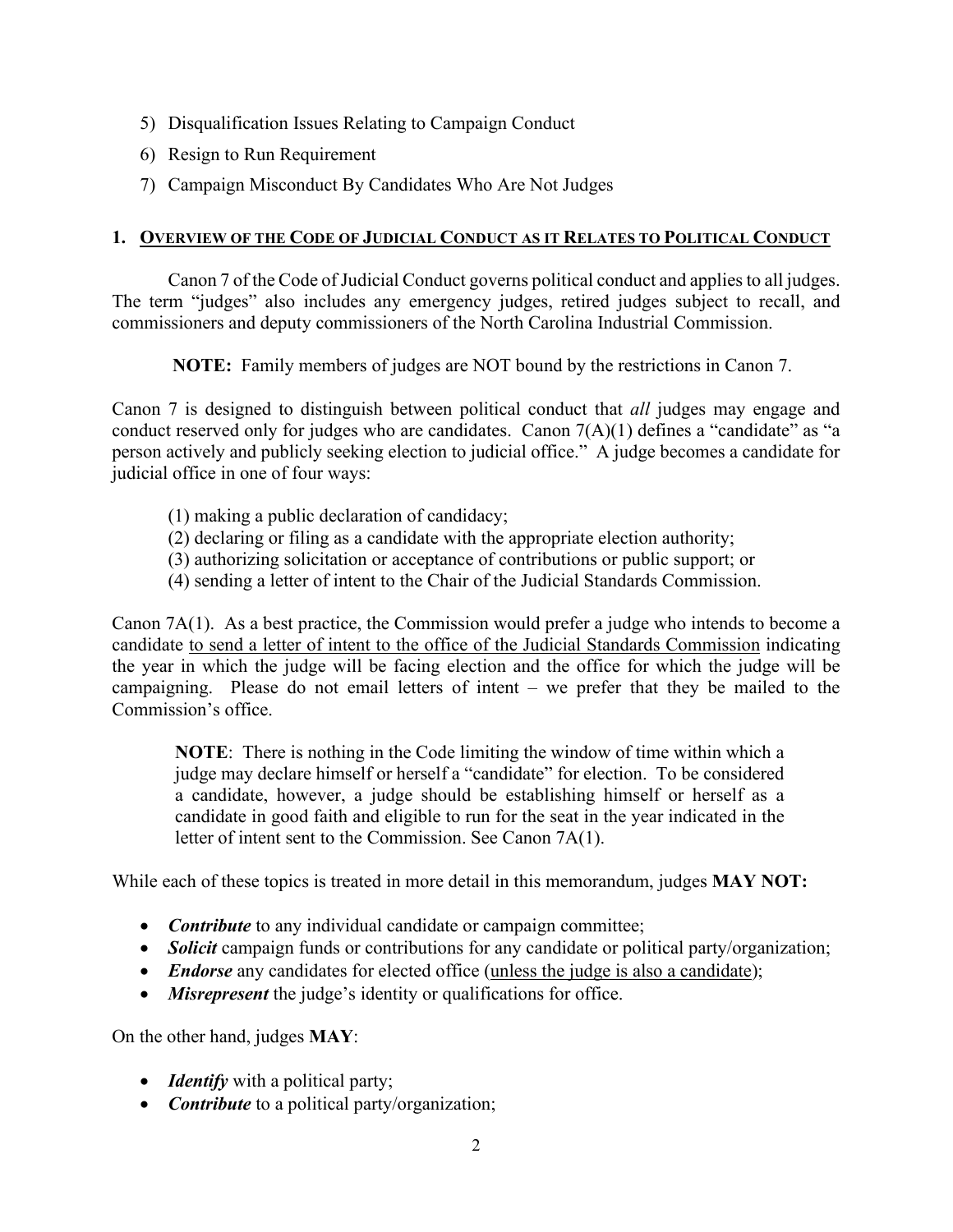5) Disqualification Issues Relating to Campaign Conduct
6) Resign to Run Requirement
7) Campaign Misconduct By Candidates Who Are Not Judges

## 1. <u>Overview of the Code of Judicial Conduct as it Relates to Political Conduct</u>

Canon 7 of the Code of Judicial Conduct governs political conduct and applies to all judges. The term "judges" also includes any emergency judges, retired judges subject to recall, and commissioners and deputy commissioners of the North Carolina Industrial Commission.

**NOTE:** Family members of judges are NOT bound by the restrictions in Canon 7.

Canon 7 is designed to distinguish between political conduct that *all* judges may engage and conduct reserved only for judges who are candidates. Canon 7(A)(1) defines a "candidate" as "a person actively and publicly seeking election to judicial office." A judge becomes a candidate for judicial office in one of four ways:

(1) making a public declaration of candidacy;
(2) declaring or filing as a candidate with the appropriate election authority;
(3) authorizing solicitation or acceptance of contributions or public support; or
(4) sending a letter of intent to the Chair of the Judicial Standards Commission.

Canon 7A(1). As a best practice, the Commission would prefer a judge who intends to become a candidate <u>to send a letter of intent to the office of the Judicial Standards Commission</u> indicating the year in which the judge will be facing election and the office for which the judge will be campaigning. Please do not email letters of intent – we prefer that they be mailed to the Commission's office.

> **NOTE**: There is nothing in the Code limiting the window of time within which a judge may declare himself or herself a "candidate" for election. To be considered a candidate, however, a judge should be establishing himself or herself as a candidate in good faith and eligible to run for the seat in the year indicated in the letter of intent sent to the Commission. See Canon 7A(1).

While each of these topics is treated in more detail in this memorandum, judges **MAY NOT:**

- ***Contribute*** to any individual candidate or campaign committee;
- ***Solicit*** campaign funds or contributions for any candidate or political party/organization;
- ***Endorse*** any candidates for elected office (<u>unless the judge is also a candidate</u>);
- ***Misrepresent*** the judge's identity or qualifications for office.

On the other hand, judges **MAY**:

- ***Identify*** with a political party;
- ***Contribute*** to a political party/organization;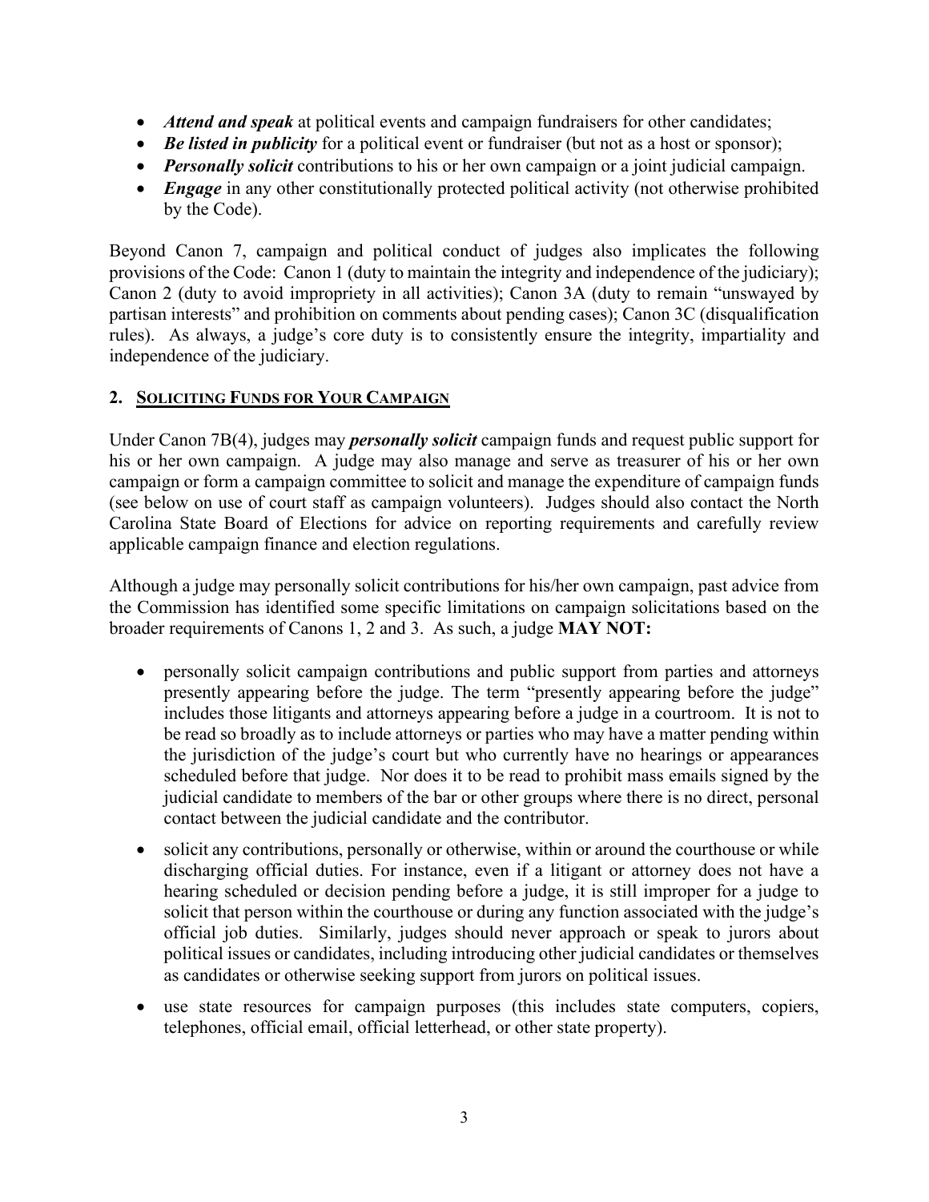- ***Attend and speak*** at political events and campaign fundraisers for other candidates;
- ***Be listed in publicity*** for a political event or fundraiser (but not as a host or sponsor);
- ***Personally solicit*** contributions to his or her own campaign or a joint judicial campaign.
- ***Engage*** in any other constitutionally protected political activity (not otherwise prohibited by the Code).

Beyond Canon 7, campaign and political conduct of judges also implicates the following provisions of the Code: Canon 1 (duty to maintain the integrity and independence of the judiciary); Canon 2 (duty to avoid impropriety in all activities); Canon 3A (duty to remain "unswayed by partisan interests" and prohibition on comments about pending cases); Canon 3C (disqualification rules). As always, a judge's core duty is to consistently ensure the integrity, impartiality and independence of the judiciary.

## 2. SOLICITING FUNDS FOR YOUR CAMPAIGN

Under Canon 7B(4), judges may ***personally solicit*** campaign funds and request public support for his or her own campaign. A judge may also manage and serve as treasurer of his or her own campaign or form a campaign committee to solicit and manage the expenditure of campaign funds (see below on use of court staff as campaign volunteers). Judges should also contact the North Carolina State Board of Elections for advice on reporting requirements and carefully review applicable campaign finance and election regulations.

Although a judge may personally solicit contributions for his/her own campaign, past advice from the Commission has identified some specific limitations on campaign solicitations based on the broader requirements of Canons 1, 2 and 3. As such, a judge **MAY NOT:**

- personally solicit campaign contributions and public support from parties and attorneys presently appearing before the judge. The term "presently appearing before the judge" includes those litigants and attorneys appearing before a judge in a courtroom. It is not to be read so broadly as to include attorneys or parties who may have a matter pending within the jurisdiction of the judge's court but who currently have no hearings or appearances scheduled before that judge. Nor does it to be read to prohibit mass emails signed by the judicial candidate to members of the bar or other groups where there is no direct, personal contact between the judicial candidate and the contributor.
- solicit any contributions, personally or otherwise, within or around the courthouse or while discharging official duties. For instance, even if a litigant or attorney does not have a hearing scheduled or decision pending before a judge, it is still improper for a judge to solicit that person within the courthouse or during any function associated with the judge's official job duties. Similarly, judges should never approach or speak to jurors about political issues or candidates, including introducing other judicial candidates or themselves as candidates or otherwise seeking support from jurors on political issues.
- use state resources for campaign purposes (this includes state computers, copiers, telephones, official email, official letterhead, or other state property).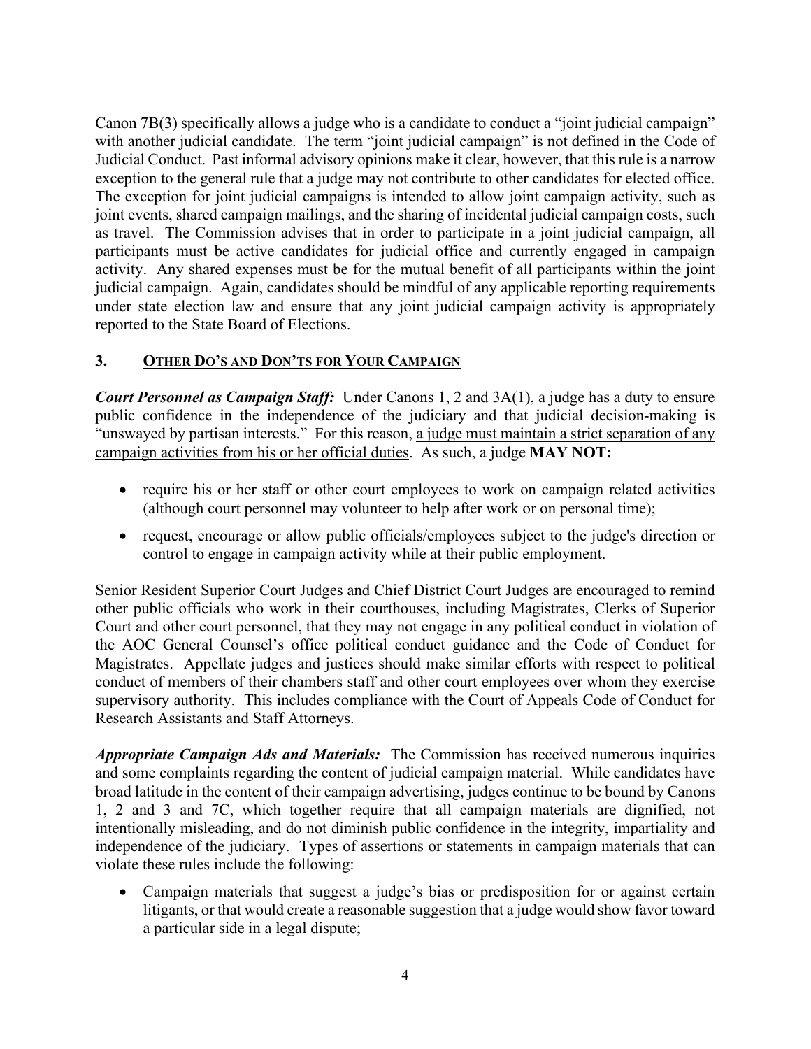Canon 7B(3) specifically allows a judge who is a candidate to conduct a "joint judicial campaign" with another judicial candidate. The term "joint judicial campaign" is not defined in the Code of Judicial Conduct. Past informal advisory opinions make it clear, however, that this rule is a narrow exception to the general rule that a judge may not contribute to other candidates for elected office. The exception for joint judicial campaigns is intended to allow joint campaign activity, such as joint events, shared campaign mailings, and the sharing of incidental judicial campaign costs, such as travel. The Commission advises that in order to participate in a joint judicial campaign, all participants must be active candidates for judicial office and currently engaged in campaign activity. Any shared expenses must be for the mutual benefit of all participants within the joint judicial campaign. Again, candidates should be mindful of any applicable reporting requirements under state election law and ensure that any joint judicial campaign activity is appropriately reported to the State Board of Elections.

## 3. <u>OTHER DO'S AND DON'TS FOR YOUR CAMPAIGN</u>

***Court Personnel as Campaign Staff:*** Under Canons 1, 2 and 3A(1), a judge has a duty to ensure public confidence in the independence of the judiciary and that judicial decision-making is "unswayed by partisan interests." For this reason, <u>a judge must maintain a strict separation of any campaign activities from his or her official duties</u>. As such, a judge **MAY NOT:**

- require his or her staff or other court employees to work on campaign related activities (although court personnel may volunteer to help after work or on personal time);
- request, encourage or allow public officials/employees subject to the judge's direction or control to engage in campaign activity while at their public employment.

Senior Resident Superior Court Judges and Chief District Court Judges are encouraged to remind other public officials who work in their courthouses, including Magistrates, Clerks of Superior Court and other court personnel, that they may not engage in any political conduct in violation of the AOC General Counsel's office political conduct guidance and the Code of Conduct for Magistrates. Appellate judges and justices should make similar efforts with respect to political conduct of members of their chambers staff and other court employees over whom they exercise supervisory authority. This includes compliance with the Court of Appeals Code of Conduct for Research Assistants and Staff Attorneys.

***Appropriate Campaign Ads and Materials:*** The Commission has received numerous inquiries and some complaints regarding the content of judicial campaign material. While candidates have broad latitude in the content of their campaign advertising, judges continue to be bound by Canons 1, 2 and 3 and 7C, which together require that all campaign materials are dignified, not intentionally misleading, and do not diminish public confidence in the integrity, impartiality and independence of the judiciary. Types of assertions or statements in campaign materials that can violate these rules include the following:

- Campaign materials that suggest a judge's bias or predisposition for or against certain litigants, or that would create a reasonable suggestion that a judge would show favor toward a particular side in a legal dispute;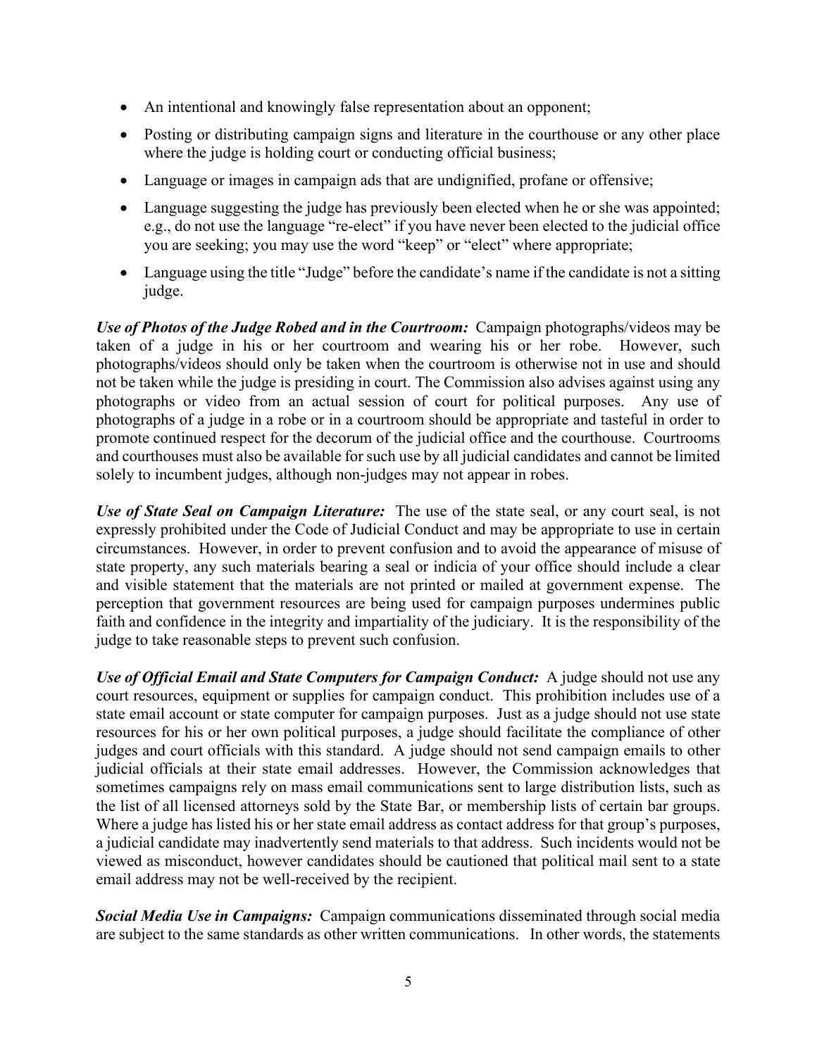- An intentional and knowingly false representation about an opponent;
- Posting or distributing campaign signs and literature in the courthouse or any other place where the judge is holding court or conducting official business;
- Language or images in campaign ads that are undignified, profane or offensive;
- Language suggesting the judge has previously been elected when he or she was appointed; e.g., do not use the language "re-elect" if you have never been elected to the judicial office you are seeking; you may use the word "keep" or "elect" where appropriate;
- Language using the title "Judge" before the candidate's name if the candidate is not a sitting judge.

***Use of Photos of the Judge Robed and in the Courtroom:*** Campaign photographs/videos may be taken of a judge in his or her courtroom and wearing his or her robe. However, such photographs/videos should only be taken when the courtroom is otherwise not in use and should not be taken while the judge is presiding in court. The Commission also advises against using any photographs or video from an actual session of court for political purposes. Any use of photographs of a judge in a robe or in a courtroom should be appropriate and tasteful in order to promote continued respect for the decorum of the judicial office and the courthouse. Courtrooms and courthouses must also be available for such use by all judicial candidates and cannot be limited solely to incumbent judges, although non-judges may not appear in robes.

***Use of State Seal on Campaign Literature:*** The use of the state seal, or any court seal, is not expressly prohibited under the Code of Judicial Conduct and may be appropriate to use in certain circumstances. However, in order to prevent confusion and to avoid the appearance of misuse of state property, any such materials bearing a seal or indicia of your office should include a clear and visible statement that the materials are not printed or mailed at government expense. The perception that government resources are being used for campaign purposes undermines public faith and confidence in the integrity and impartiality of the judiciary. It is the responsibility of the judge to take reasonable steps to prevent such confusion.

***Use of Official Email and State Computers for Campaign Conduct:*** A judge should not use any court resources, equipment or supplies for campaign conduct. This prohibition includes use of a state email account or state computer for campaign purposes. Just as a judge should not use state resources for his or her own political purposes, a judge should facilitate the compliance of other judges and court officials with this standard. A judge should not send campaign emails to other judicial officials at their state email addresses. However, the Commission acknowledges that sometimes campaigns rely on mass email communications sent to large distribution lists, such as the list of all licensed attorneys sold by the State Bar, or membership lists of certain bar groups. Where a judge has listed his or her state email address as contact address for that group's purposes, a judicial candidate may inadvertently send materials to that address. Such incidents would not be viewed as misconduct, however candidates should be cautioned that political mail sent to a state email address may not be well-received by the recipient.

***Social Media Use in Campaigns:*** Campaign communications disseminated through social media are subject to the same standards as other written communications. In other words, the statements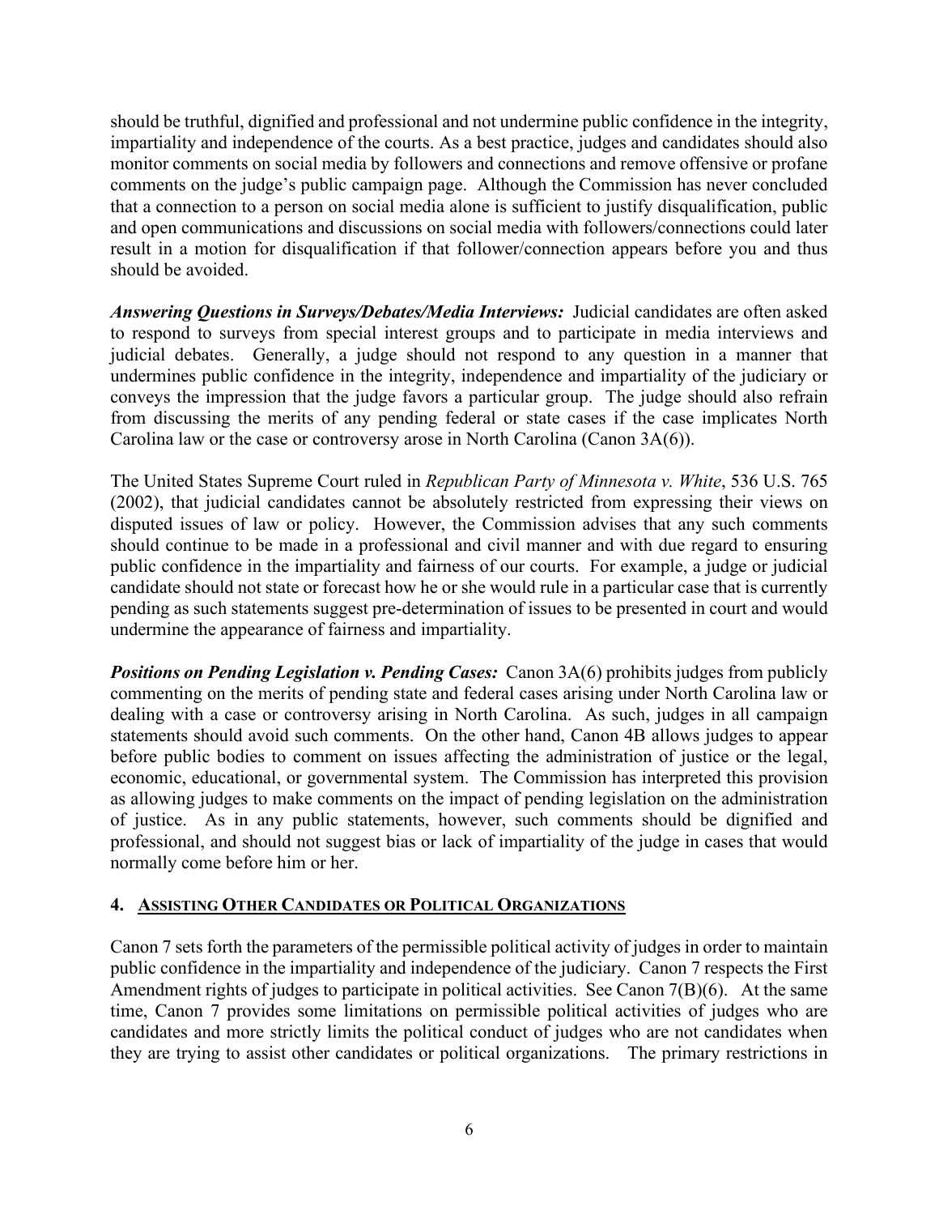should be truthful, dignified and professional and not undermine public confidence in the integrity, impartiality and independence of the courts. As a best practice, judges and candidates should also monitor comments on social media by followers and connections and remove offensive or profane comments on the judge's public campaign page. Although the Commission has never concluded that a connection to a person on social media alone is sufficient to justify disqualification, public and open communications and discussions on social media with followers/connections could later result in a motion for disqualification if that follower/connection appears before you and thus should be avoided.

***Answering Questions in Surveys/Debates/Media Interviews:*** Judicial candidates are often asked to respond to surveys from special interest groups and to participate in media interviews and judicial debates. Generally, a judge should not respond to any question in a manner that undermines public confidence in the integrity, independence and impartiality of the judiciary or conveys the impression that the judge favors a particular group. The judge should also refrain from discussing the merits of any pending federal or state cases if the case implicates North Carolina law or the case or controversy arose in North Carolina (Canon 3A(6)).

The United States Supreme Court ruled in *Republican Party of Minnesota v. White*, 536 U.S. 765 (2002), that judicial candidates cannot be absolutely restricted from expressing their views on disputed issues of law or policy. However, the Commission advises that any such comments should continue to be made in a professional and civil manner and with due regard to ensuring public confidence in the impartiality and fairness of our courts. For example, a judge or judicial candidate should not state or forecast how he or she would rule in a particular case that is currently pending as such statements suggest pre-determination of issues to be presented in court and would undermine the appearance of fairness and impartiality.

***Positions on Pending Legislation v. Pending Cases:*** Canon 3A(6) prohibits judges from publicly commenting on the merits of pending state and federal cases arising under North Carolina law or dealing with a case or controversy arising in North Carolina. As such, judges in all campaign statements should avoid such comments. On the other hand, Canon 4B allows judges to appear before public bodies to comment on issues affecting the administration of justice or the legal, economic, educational, or governmental system. The Commission has interpreted this provision as allowing judges to make comments on the impact of pending legislation on the administration of justice. As in any public statements, however, such comments should be dignified and professional, and should not suggest bias or lack of impartiality of the judge in cases that would normally come before him or her.

## 4. ASSISTING OTHER CANDIDATES OR POLITICAL ORGANIZATIONS

Canon 7 sets forth the parameters of the permissible political activity of judges in order to maintain public confidence in the impartiality and independence of the judiciary. Canon 7 respects the First Amendment rights of judges to participate in political activities. See Canon 7(B)(6). At the same time, Canon 7 provides some limitations on permissible political activities of judges who are candidates and more strictly limits the political conduct of judges who are not candidates when they are trying to assist other candidates or political organizations. The primary restrictions in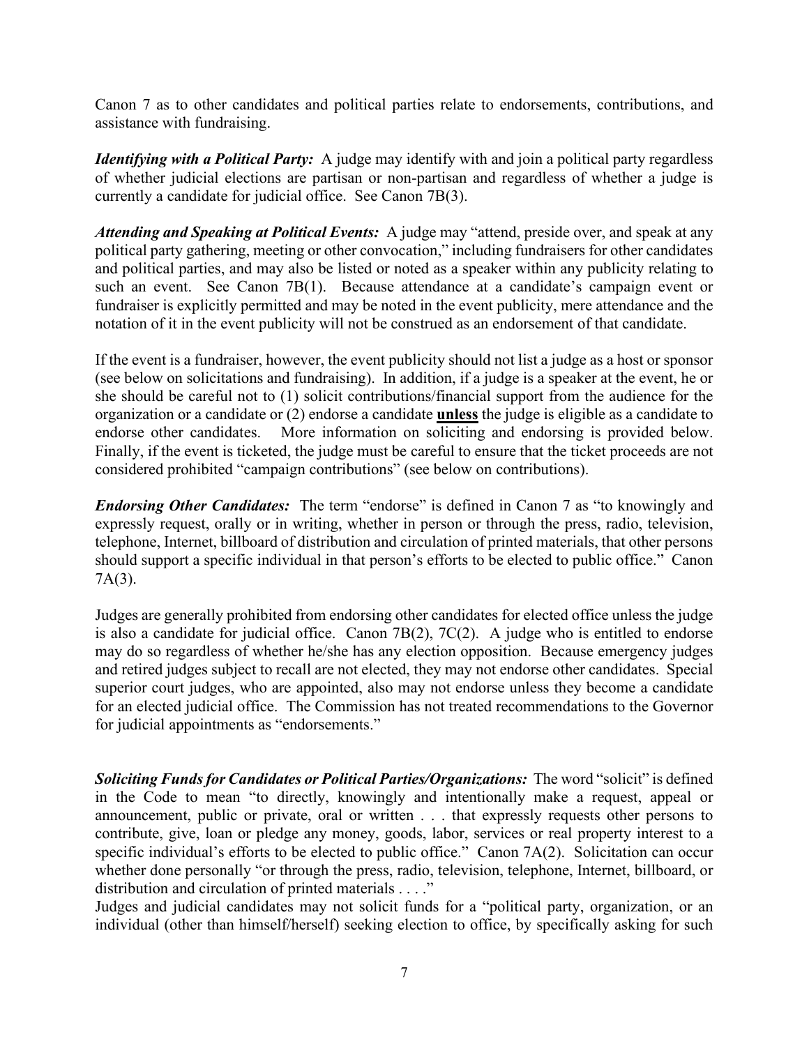Canon 7 as to other candidates and political parties relate to endorsements, contributions, and assistance with fundraising.

***Identifying with a Political Party:*** A judge may identify with and join a political party regardless of whether judicial elections are partisan or non-partisan and regardless of whether a judge is currently a candidate for judicial office. See Canon 7B(3).

***Attending and Speaking at Political Events:*** A judge may "attend, preside over, and speak at any political party gathering, meeting or other convocation," including fundraisers for other candidates and political parties, and may also be listed or noted as a speaker within any publicity relating to such an event. See Canon 7B(1). Because attendance at a candidate's campaign event or fundraiser is explicitly permitted and may be noted in the event publicity, mere attendance and the notation of it in the event publicity will not be construed as an endorsement of that candidate.

If the event is a fundraiser, however, the event publicity should not list a judge as a host or sponsor (see below on solicitations and fundraising). In addition, if a judge is a speaker at the event, he or she should be careful not to (1) solicit contributions/financial support from the audience for the organization or a candidate or (2) endorse a candidate **unless** the judge is eligible as a candidate to endorse other candidates. More information on soliciting and endorsing is provided below. Finally, if the event is ticketed, the judge must be careful to ensure that the ticket proceeds are not considered prohibited "campaign contributions" (see below on contributions).

***Endorsing Other Candidates:*** The term "endorse" is defined in Canon 7 as "to knowingly and expressly request, orally or in writing, whether in person or through the press, radio, television, telephone, Internet, billboard of distribution and circulation of printed materials, that other persons should support a specific individual in that person's efforts to be elected to public office." Canon 7A(3).

Judges are generally prohibited from endorsing other candidates for elected office unless the judge is also a candidate for judicial office. Canon 7B(2), 7C(2). A judge who is entitled to endorse may do so regardless of whether he/she has any election opposition. Because emergency judges and retired judges subject to recall are not elected, they may not endorse other candidates. Special superior court judges, who are appointed, also may not endorse unless they become a candidate for an elected judicial office. The Commission has not treated recommendations to the Governor for judicial appointments as "endorsements."

***Soliciting Funds for Candidates or Political Parties/Organizations:*** The word "solicit" is defined in the Code to mean "to directly, knowingly and intentionally make a request, appeal or announcement, public or private, oral or written . . . that expressly requests other persons to contribute, give, loan or pledge any money, goods, labor, services or real property interest to a specific individual's efforts to be elected to public office." Canon 7A(2). Solicitation can occur whether done personally "or through the press, radio, television, telephone, Internet, billboard, or distribution and circulation of printed materials . . . ."

Judges and judicial candidates may not solicit funds for a "political party, organization, or an individual (other than himself/herself) seeking election to office, by specifically asking for such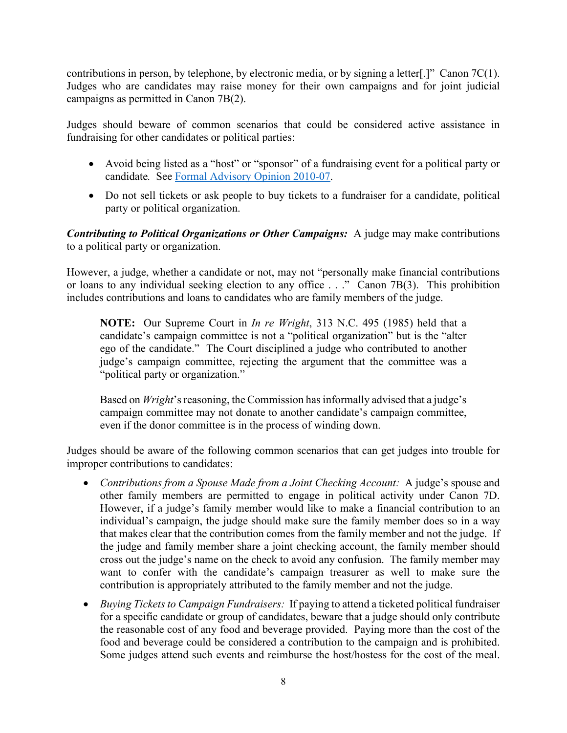contributions in person, by telephone, by electronic media, or by signing a letter[.]" Canon 7C(1). Judges who are candidates may raise money for their own campaigns and for joint judicial campaigns as permitted in Canon 7B(2).

Judges should beware of common scenarios that could be considered active assistance in fundraising for other candidates or political parties:

- Avoid being listed as a "host" or "sponsor" of a fundraising event for a political party or candidate*.* See [Formal Advisory Opinion 2010-07](#).
- Do not sell tickets or ask people to buy tickets to a fundraiser for a candidate, political party or political organization.

***Contributing to Political Organizations or Other Campaigns:*** A judge may make contributions to a political party or organization.

However, a judge, whether a candidate or not, may not "personally make financial contributions or loans to any individual seeking election to any office . . ." Canon 7B(3). This prohibition includes contributions and loans to candidates who are family members of the judge.

> **NOTE:** Our Supreme Court in *In re Wright*, 313 N.C. 495 (1985) held that a candidate's campaign committee is not a "political organization" but is the "alter ego of the candidate." The Court disciplined a judge who contributed to another judge's campaign committee, rejecting the argument that the committee was a "political party or organization."
>
> Based on *Wright*'s reasoning, the Commission has informally advised that a judge's campaign committee may not donate to another candidate's campaign committee, even if the donor committee is in the process of winding down.

Judges should be aware of the following common scenarios that can get judges into trouble for improper contributions to candidates:

- *Contributions from a Spouse Made from a Joint Checking Account:* A judge's spouse and other family members are permitted to engage in political activity under Canon 7D. However, if a judge's family member would like to make a financial contribution to an individual's campaign, the judge should make sure the family member does so in a way that makes clear that the contribution comes from the family member and not the judge. If the judge and family member share a joint checking account, the family member should cross out the judge's name on the check to avoid any confusion. The family member may want to confer with the candidate's campaign treasurer as well to make sure the contribution is appropriately attributed to the family member and not the judge.
- *Buying Tickets to Campaign Fundraisers:* If paying to attend a ticketed political fundraiser for a specific candidate or group of candidates, beware that a judge should only contribute the reasonable cost of any food and beverage provided. Paying more than the cost of the food and beverage could be considered a contribution to the campaign and is prohibited. Some judges attend such events and reimburse the host/hostess for the cost of the meal.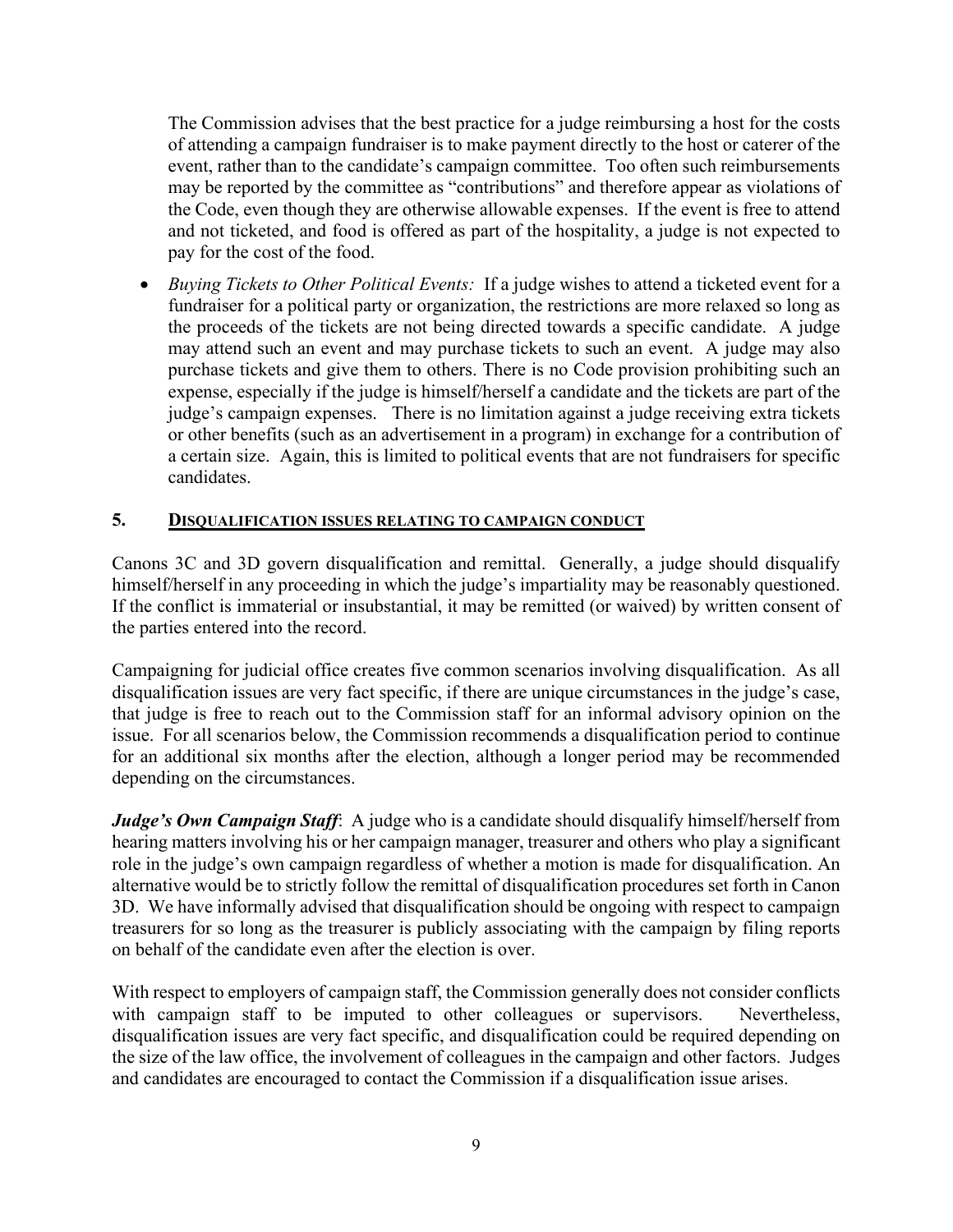The Commission advises that the best practice for a judge reimbursing a host for the costs of attending a campaign fundraiser is to make payment directly to the host or caterer of the event, rather than to the candidate's campaign committee. Too often such reimbursements may be reported by the committee as "contributions" and therefore appear as violations of the Code, even though they are otherwise allowable expenses. If the event is free to attend and not ticketed, and food is offered as part of the hospitality, a judge is not expected to pay for the cost of the food.

- *Buying Tickets to Other Political Events:* If a judge wishes to attend a ticketed event for a fundraiser for a political party or organization, the restrictions are more relaxed so long as the proceeds of the tickets are not being directed towards a specific candidate. A judge may attend such an event and may purchase tickets to such an event. A judge may also purchase tickets and give them to others. There is no Code provision prohibiting such an expense, especially if the judge is himself/herself a candidate and the tickets are part of the judge's campaign expenses. There is no limitation against a judge receiving extra tickets or other benefits (such as an advertisement in a program) in exchange for a contribution of a certain size. Again, this is limited to political events that are not fundraisers for specific candidates.

## 5. DISQUALIFICATION ISSUES RELATING TO CAMPAIGN CONDUCT

Canons 3C and 3D govern disqualification and remittal. Generally, a judge should disqualify himself/herself in any proceeding in which the judge's impartiality may be reasonably questioned. If the conflict is immaterial or insubstantial, it may be remitted (or waived) by written consent of the parties entered into the record.

Campaigning for judicial office creates five common scenarios involving disqualification. As all disqualification issues are very fact specific, if there are unique circumstances in the judge's case, that judge is free to reach out to the Commission staff for an informal advisory opinion on the issue. For all scenarios below, the Commission recommends a disqualification period to continue for an additional six months after the election, although a longer period may be recommended depending on the circumstances.

***Judge's Own Campaign Staff***: A judge who is a candidate should disqualify himself/herself from hearing matters involving his or her campaign manager, treasurer and others who play a significant role in the judge's own campaign regardless of whether a motion is made for disqualification. An alternative would be to strictly follow the remittal of disqualification procedures set forth in Canon 3D. We have informally advised that disqualification should be ongoing with respect to campaign treasurers for so long as the treasurer is publicly associating with the campaign by filing reports on behalf of the candidate even after the election is over.

With respect to employers of campaign staff, the Commission generally does not consider conflicts with campaign staff to be imputed to other colleagues or supervisors. Nevertheless, disqualification issues are very fact specific, and disqualification could be required depending on the size of the law office, the involvement of colleagues in the campaign and other factors. Judges and candidates are encouraged to contact the Commission if a disqualification issue arises.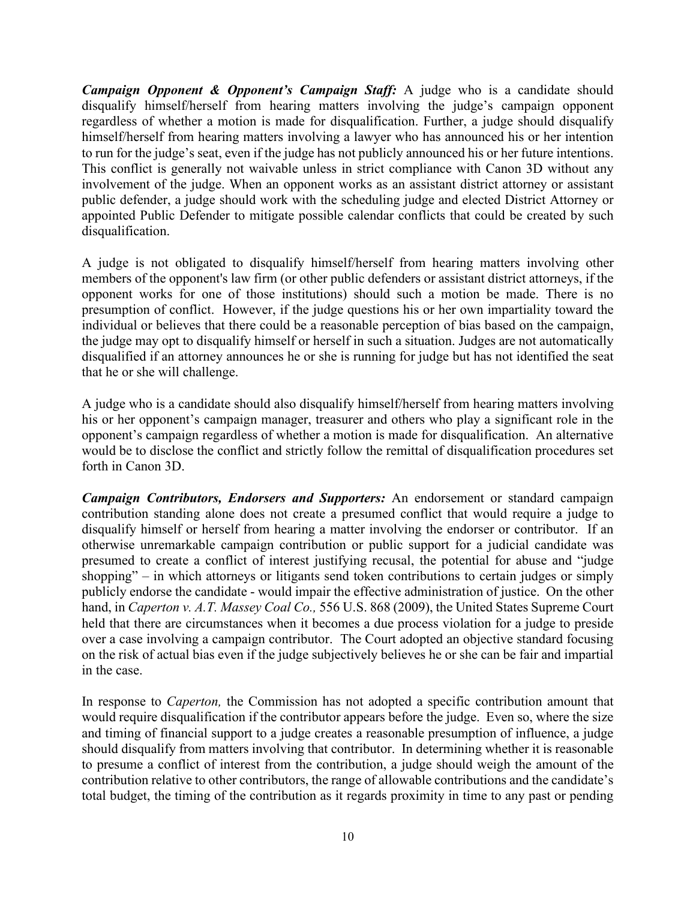***Campaign Opponent & Opponent's Campaign Staff:*** A judge who is a candidate should disqualify himself/herself from hearing matters involving the judge's campaign opponent regardless of whether a motion is made for disqualification. Further, a judge should disqualify himself/herself from hearing matters involving a lawyer who has announced his or her intention to run for the judge's seat, even if the judge has not publicly announced his or her future intentions. This conflict is generally not waivable unless in strict compliance with Canon 3D without any involvement of the judge. When an opponent works as an assistant district attorney or assistant public defender, a judge should work with the scheduling judge and elected District Attorney or appointed Public Defender to mitigate possible calendar conflicts that could be created by such disqualification.

A judge is not obligated to disqualify himself/herself from hearing matters involving other members of the opponent's law firm (or other public defenders or assistant district attorneys, if the opponent works for one of those institutions) should such a motion be made. There is no presumption of conflict. However, if the judge questions his or her own impartiality toward the individual or believes that there could be a reasonable perception of bias based on the campaign, the judge may opt to disqualify himself or herself in such a situation. Judges are not automatically disqualified if an attorney announces he or she is running for judge but has not identified the seat that he or she will challenge.

A judge who is a candidate should also disqualify himself/herself from hearing matters involving his or her opponent's campaign manager, treasurer and others who play a significant role in the opponent's campaign regardless of whether a motion is made for disqualification. An alternative would be to disclose the conflict and strictly follow the remittal of disqualification procedures set forth in Canon 3D.

***Campaign Contributors, Endorsers and Supporters:*** An endorsement or standard campaign contribution standing alone does not create a presumed conflict that would require a judge to disqualify himself or herself from hearing a matter involving the endorser or contributor. If an otherwise unremarkable campaign contribution or public support for a judicial candidate was presumed to create a conflict of interest justifying recusal, the potential for abuse and "judge shopping" – in which attorneys or litigants send token contributions to certain judges or simply publicly endorse the candidate - would impair the effective administration of justice. On the other hand, in *Caperton v. A.T. Massey Coal Co.,* 556 U.S. 868 (2009), the United States Supreme Court held that there are circumstances when it becomes a due process violation for a judge to preside over a case involving a campaign contributor. The Court adopted an objective standard focusing on the risk of actual bias even if the judge subjectively believes he or she can be fair and impartial in the case.

In response to *Caperton,* the Commission has not adopted a specific contribution amount that would require disqualification if the contributor appears before the judge. Even so, where the size and timing of financial support to a judge creates a reasonable presumption of influence, a judge should disqualify from matters involving that contributor. In determining whether it is reasonable to presume a conflict of interest from the contribution, a judge should weigh the amount of the contribution relative to other contributors, the range of allowable contributions and the candidate's total budget, the timing of the contribution as it regards proximity in time to any past or pending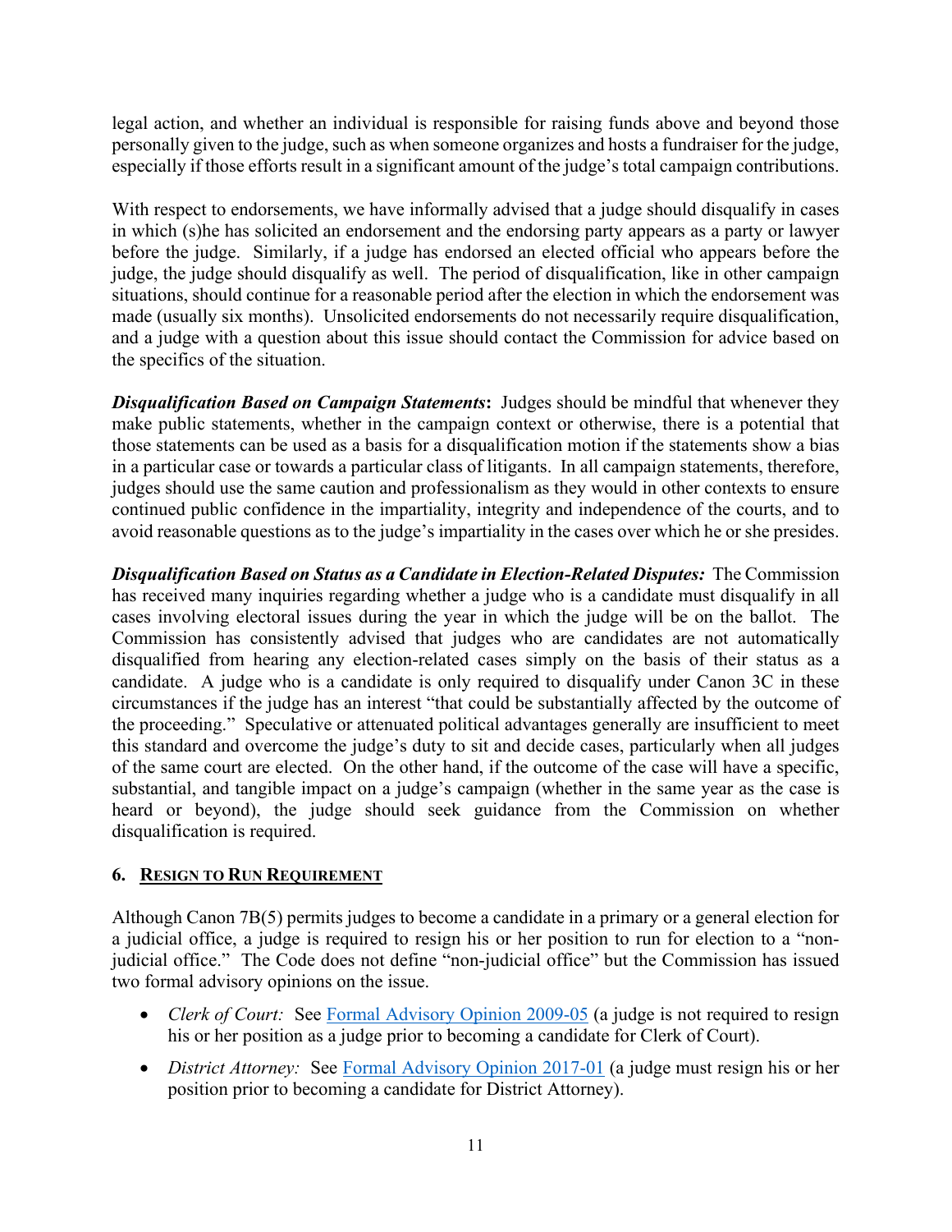legal action, and whether an individual is responsible for raising funds above and beyond those personally given to the judge, such as when someone organizes and hosts a fundraiser for the judge, especially if those efforts result in a significant amount of the judge's total campaign contributions.

With respect to endorsements, we have informally advised that a judge should disqualify in cases in which (s)he has solicited an endorsement and the endorsing party appears as a party or lawyer before the judge. Similarly, if a judge has endorsed an elected official who appears before the judge, the judge should disqualify as well. The period of disqualification, like in other campaign situations, should continue for a reasonable period after the election in which the endorsement was made (usually six months). Unsolicited endorsements do not necessarily require disqualification, and a judge with a question about this issue should contact the Commission for advice based on the specifics of the situation.

***Disqualification Based on Campaign Statements*:** Judges should be mindful that whenever they make public statements, whether in the campaign context or otherwise, there is a potential that those statements can be used as a basis for a disqualification motion if the statements show a bias in a particular case or towards a particular class of litigants. In all campaign statements, therefore, judges should use the same caution and professionalism as they would in other contexts to ensure continued public confidence in the impartiality, integrity and independence of the courts, and to avoid reasonable questions as to the judge's impartiality in the cases over which he or she presides.

***Disqualification Based on Status as a Candidate in Election-Related Disputes:*** The Commission has received many inquiries regarding whether a judge who is a candidate must disqualify in all cases involving electoral issues during the year in which the judge will be on the ballot. The Commission has consistently advised that judges who are candidates are not automatically disqualified from hearing any election-related cases simply on the basis of their status as a candidate. A judge who is a candidate is only required to disqualify under Canon 3C in these circumstances if the judge has an interest "that could be substantially affected by the outcome of the proceeding." Speculative or attenuated political advantages generally are insufficient to meet this standard and overcome the judge's duty to sit and decide cases, particularly when all judges of the same court are elected. On the other hand, if the outcome of the case will have a specific, substantial, and tangible impact on a judge's campaign (whether in the same year as the case is heard or beyond), the judge should seek guidance from the Commission on whether disqualification is required.

### 6. Resign to Run Requirement

Although Canon 7B(5) permits judges to become a candidate in a primary or a general election for a judicial office, a judge is required to resign his or her position to run for election to a "non-judicial office." The Code does not define "non-judicial office" but the Commission has issued two formal advisory opinions on the issue.

- *Clerk of Court:* See Formal Advisory Opinion 2009-05 (a judge is not required to resign his or her position as a judge prior to becoming a candidate for Clerk of Court).
- *District Attorney:* See Formal Advisory Opinion 2017-01 (a judge must resign his or her position prior to becoming a candidate for District Attorney).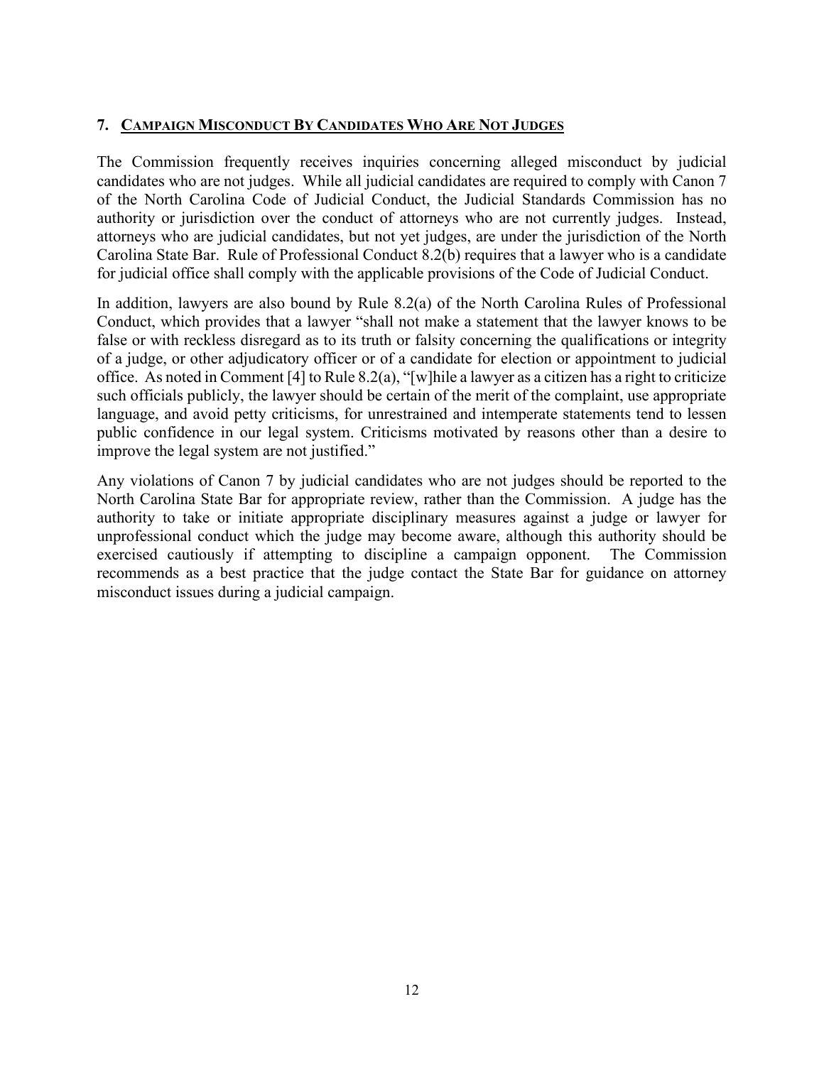## 7. Campaign Misconduct By Candidates Who Are Not Judges

The Commission frequently receives inquiries concerning alleged misconduct by judicial candidates who are not judges. While all judicial candidates are required to comply with Canon 7 of the North Carolina Code of Judicial Conduct, the Judicial Standards Commission has no authority or jurisdiction over the conduct of attorneys who are not currently judges. Instead, attorneys who are judicial candidates, but not yet judges, are under the jurisdiction of the North Carolina State Bar. Rule of Professional Conduct 8.2(b) requires that a lawyer who is a candidate for judicial office shall comply with the applicable provisions of the Code of Judicial Conduct.

In addition, lawyers are also bound by Rule 8.2(a) of the North Carolina Rules of Professional Conduct, which provides that a lawyer "shall not make a statement that the lawyer knows to be false or with reckless disregard as to its truth or falsity concerning the qualifications or integrity of a judge, or other adjudicatory officer or of a candidate for election or appointment to judicial office. As noted in Comment [4] to Rule 8.2(a), "[w]hile a lawyer as a citizen has a right to criticize such officials publicly, the lawyer should be certain of the merit of the complaint, use appropriate language, and avoid petty criticisms, for unrestrained and intemperate statements tend to lessen public confidence in our legal system. Criticisms motivated by reasons other than a desire to improve the legal system are not justified."

Any violations of Canon 7 by judicial candidates who are not judges should be reported to the North Carolina State Bar for appropriate review, rather than the Commission. A judge has the authority to take or initiate appropriate disciplinary measures against a judge or lawyer for unprofessional conduct which the judge may become aware, although this authority should be exercised cautiously if attempting to discipline a campaign opponent. The Commission recommends as a best practice that the judge contact the State Bar for guidance on attorney misconduct issues during a judicial campaign.